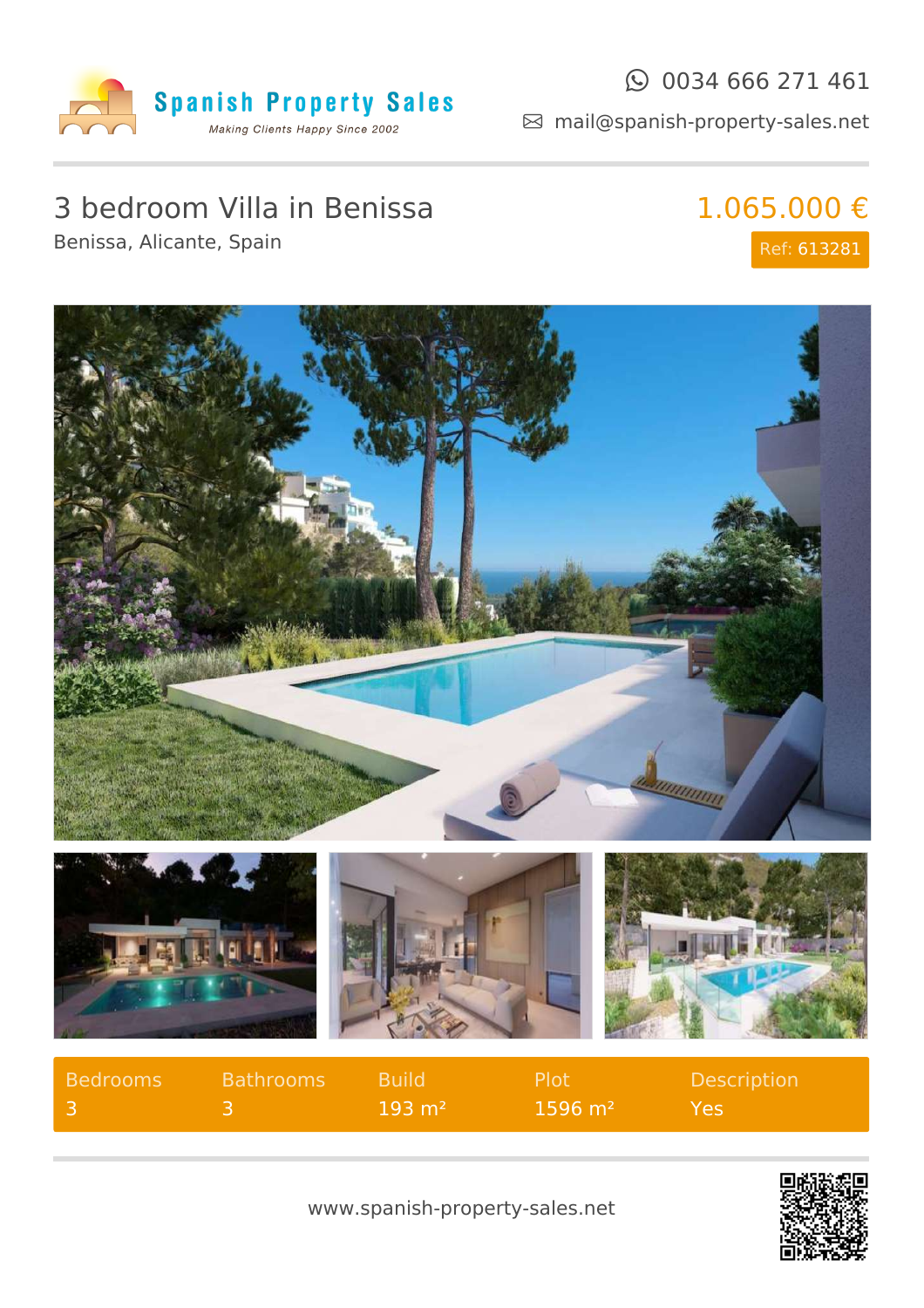Spanish Property Sales

*Making Clients Happy Since 2002*

0034 666 271 461

mail@spanish-property-sales.net

# 3 bedroom Villa in Benissa

Benissa, Alicante, Spain

**1.065.000 €**

Ref: 613281

| Bedrooms | Bathrooms | Build | Plot | Description |
|---|---|---|---|---|
| 3 | 3 | 193 m² | 1596 m² | Yes |

www.spanish-property-sales.net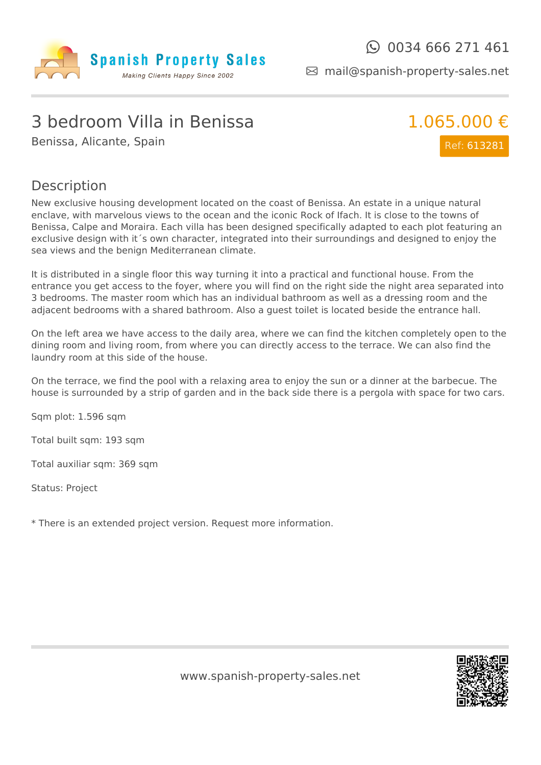# 3 bedroom Villa in Benissa

Benissa, Alicante, Spain

**1.065.000 €**

Ref: 613281

## Description

New exclusive housing development located on the coast of Benissa. An estate in a unique natural enclave, with marvelous views to the ocean and the iconic Rock of Ifach. It is close to the towns of Benissa, Calpe and Moraira. Each villa has been designed specifically adapted to each plot featuring an exclusive design with it´s own character, integrated into their surroundings and designed to enjoy the sea views and the benign Mediterranean climate.

It is distributed in a single floor this way turning it into a practical and functional house. From the entrance you get access to the foyer, where you will find on the right side the night area separated into 3 bedrooms. The master room which has an individual bathroom as well as a dressing room and the adjacent bedrooms with a shared bathroom. Also a guest toilet is located beside the entrance hall.

On the left area we have access to the daily area, where we can find the kitchen completely open to the dining room and living room, from where you can directly access to the terrace. We can also find the laundry room at this side of the house.

On the terrace, we find the pool with a relaxing area to enjoy the sun or a dinner at the barbecue. The house is surrounded by a strip of garden and in the back side there is a pergola with space for two cars.

Sqm plot: 1.596 sqm

Total built sqm: 193 sqm

Total auxiliar sqm: 369 sqm

Status: Project

* There is an extended project version. Request more information.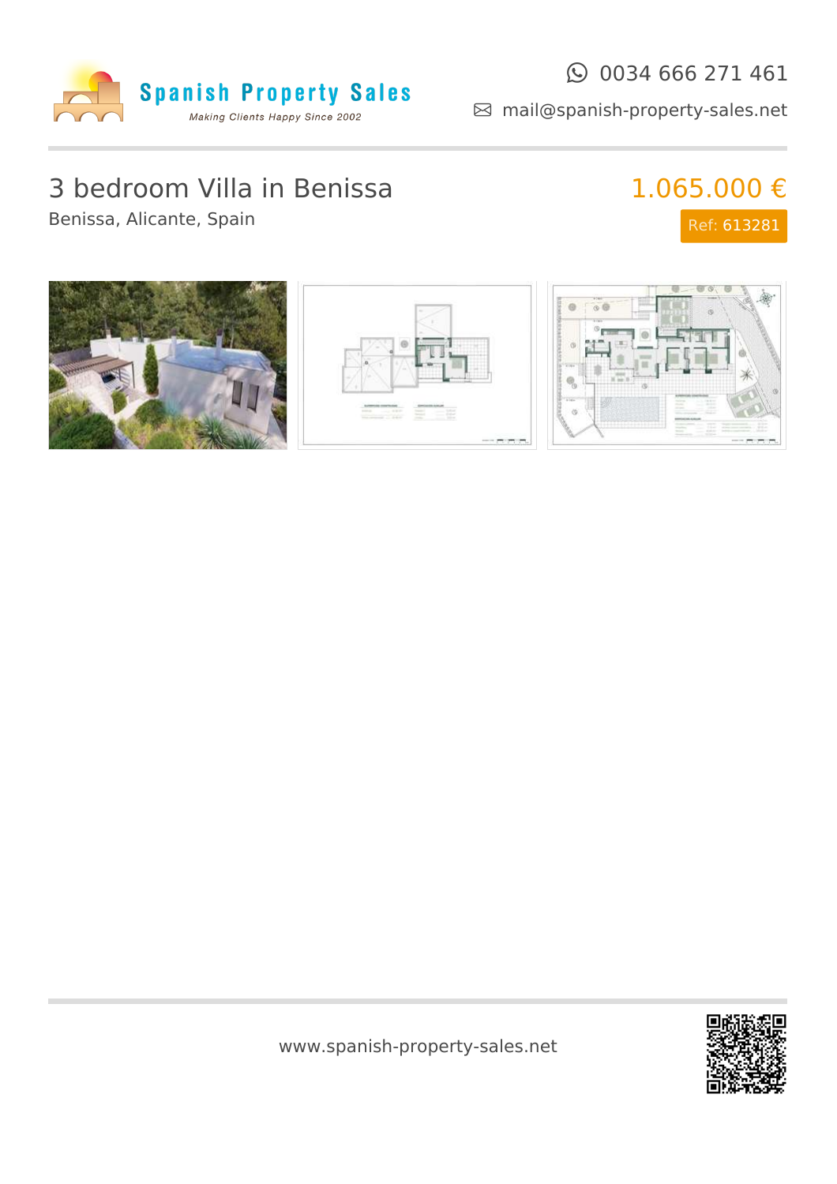Spanish Property Sales

*Making Clients Happy Since 2002*

0034 666 271 461

mail@spanish-property-sales.net

# 3 bedroom Villa in Benissa

Benissa, Alicante, Spain

1.065.000 €

Ref: 613281

www.spanish-property-sales.net